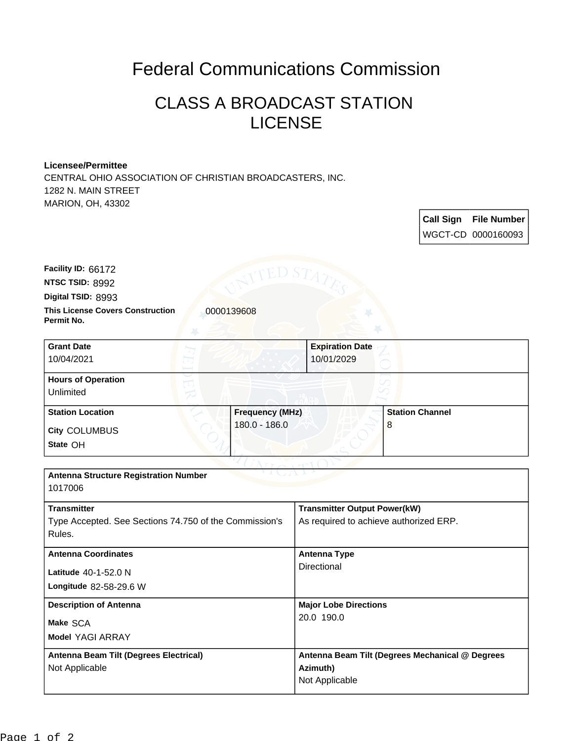# Federal Communications Commission

## CLASS A BROADCAST STATION LICENSE

**Licensee/Permittee**
CENTRAL OHIO ASSOCIATION OF CHRISTIAN BROADCASTERS, INC.
1282 N. MAIN STREET
MARION, OH, 43302

| Call Sign | File Number |
| --- | --- |
| WGCT-CD | 0000160093 |

**Facility ID:** 66172
**NTSC TSID:** 8992
**Digital TSID:** 8993
**This License Covers Construction Permit No.** 0000139608

| Grant Date | Expiration Date |
| --- | --- |
| 10/04/2021 | 10/01/2029 |

**Hours of Operation**
Unlimited

| Station Location | Frequency (MHz) | Station Channel |
| --- | --- | --- |
| City COLUMBUS<br>State OH | 180.0 - 186.0 | 8 |

**Antenna Structure Registration Number**
1017006

| Transmitter | Transmitter Output Power(kW) |
| --- | --- |
| Type Accepted. See Sections 74.750 of the Commission's Rules. | As required to achieve authorized ERP. |

| Antenna Coordinates | Antenna Type |
| --- | --- |
| Latitude 40-1-52.0 N<br>Longitude 82-58-29.6 W | Directional |

| Description of Antenna | Major Lobe Directions |
| --- | --- |
| Make SCA<br>Model YAGI ARRAY | 20.0 190.0 |

| Antenna Beam Tilt (Degrees Electrical) | Antenna Beam Tilt (Degrees Mechanical @ Degrees Azimuth) |
| --- | --- |
| Not Applicable | Not Applicable |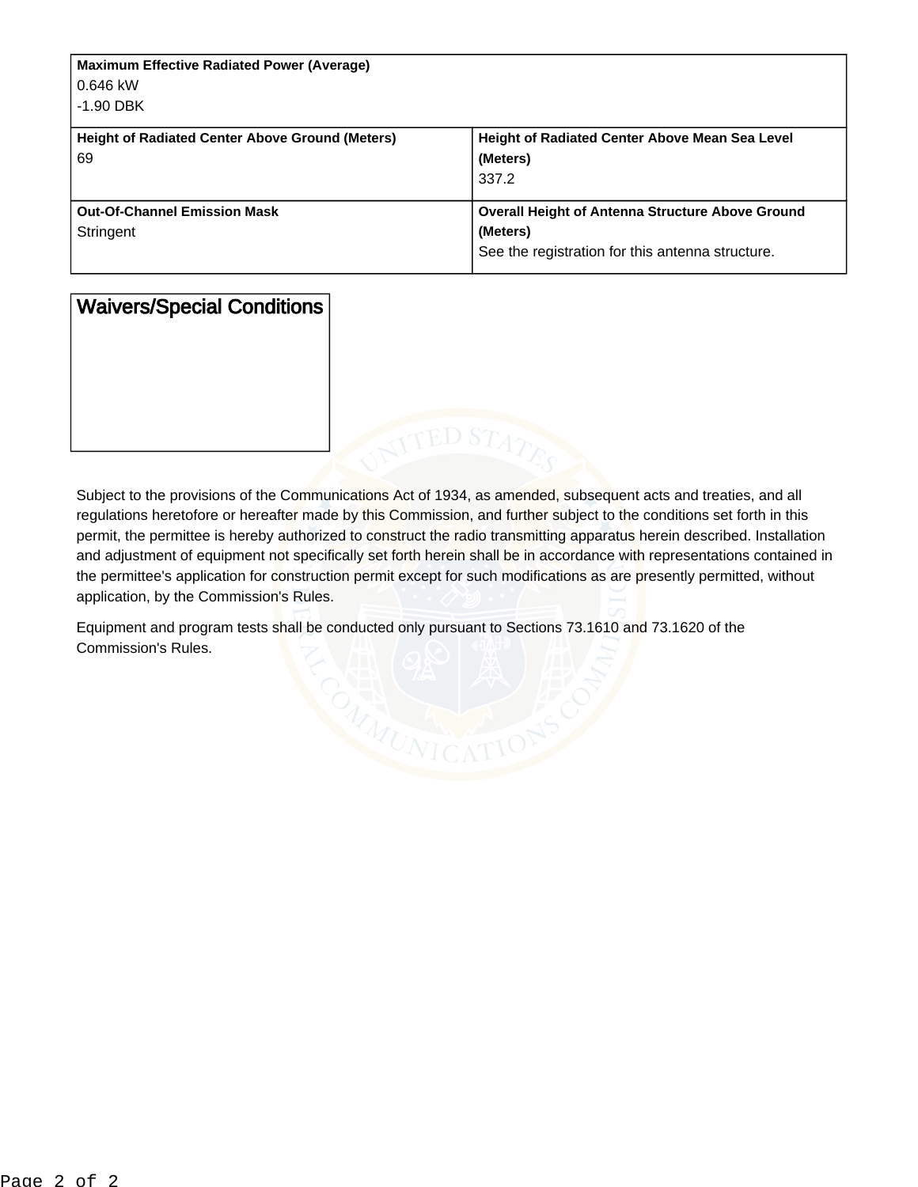| | |
|---|---|
| **Maximum Effective Radiated Power (Average)**<br>0.646 kW<br>-1.90 DBK | |
| **Height of Radiated Center Above Ground (Meters)**<br>69 | **Height of Radiated Center Above Mean Sea Level (Meters)**<br>337.2 |
| **Out-Of-Channel Emission Mask**<br>Stringent | **Overall Height of Antenna Structure Above Ground (Meters)**<br>See the registration for this antenna structure. |

## Waivers/Special Conditions

Subject to the provisions of the Communications Act of 1934, as amended, subsequent acts and treaties, and all regulations heretofore or hereafter made by this Commission, and further subject to the conditions set forth in this permit, the permittee is hereby authorized to construct the radio transmitting apparatus herein described. Installation and adjustment of equipment not specifically set forth herein shall be in accordance with representations contained in the permittee's application for construction permit except for such modifications as are presently permitted, without application, by the Commission's Rules.

Equipment and program tests shall be conducted only pursuant to Sections 73.1610 and 73.1620 of the Commission's Rules.